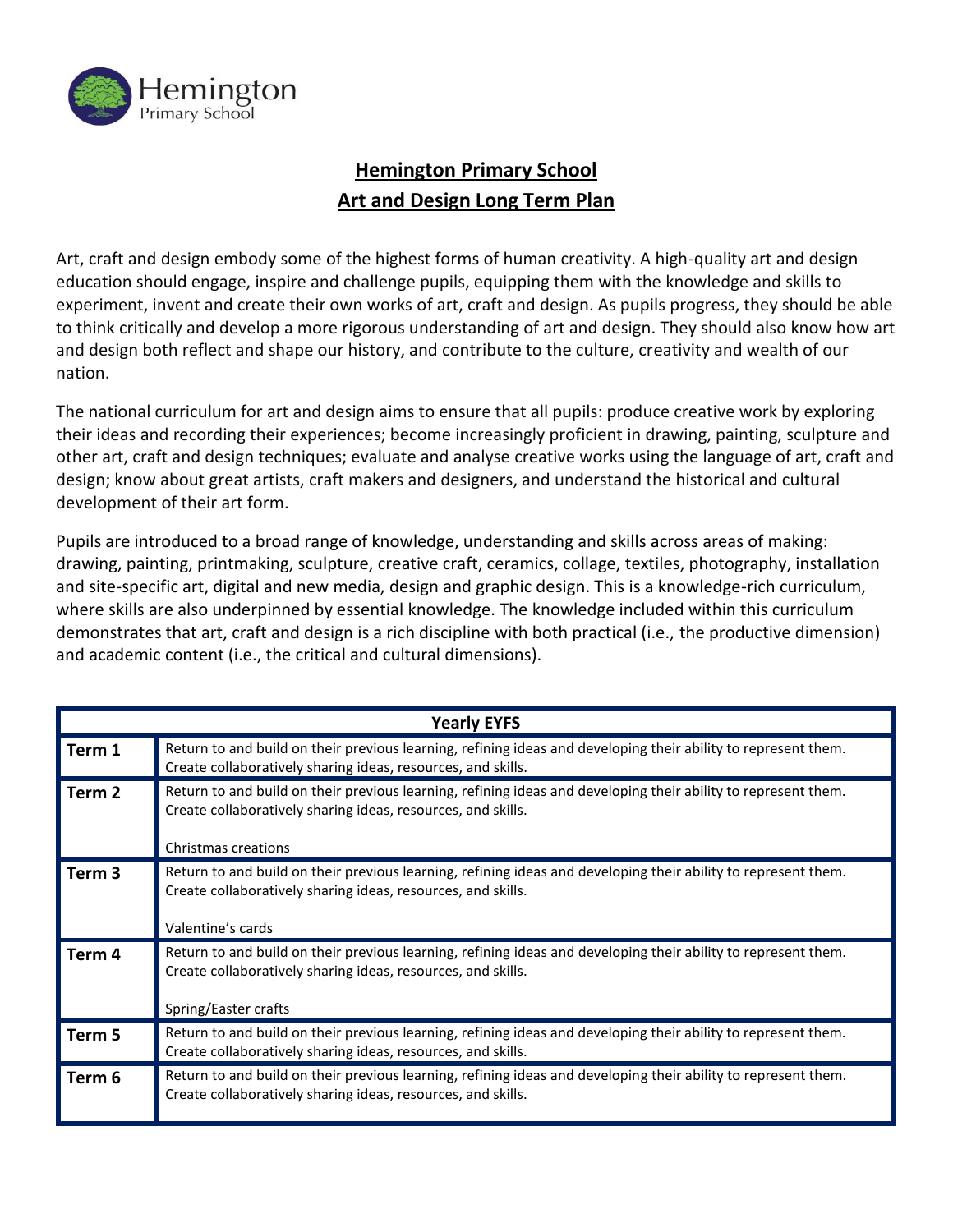# Hemington Primary School

## Art and Design Long Term Plan

Art, craft and design embody some of the highest forms of human creativity. A high-quality art and design education should engage, inspire and challenge pupils, equipping them with the knowledge and skills to experiment, invent and create their own works of art, craft and design. As pupils progress, they should be able to think critically and develop a more rigorous understanding of art and design. They should also know how art and design both reflect and shape our history, and contribute to the culture, creativity and wealth of our nation.

The national curriculum for art and design aims to ensure that all pupils: produce creative work by exploring their ideas and recording their experiences; become increasingly proficient in drawing, painting, sculpture and other art, craft and design techniques; evaluate and analyse creative works using the language of art, craft and design; know about great artists, craft makers and designers, and understand the historical and cultural development of their art form.

Pupils are introduced to a broad range of knowledge, understanding and skills across areas of making: drawing, painting, printmaking, sculpture, creative craft, ceramics, collage, textiles, photography, installation and site-specific art, digital and new media, design and graphic design. This is a knowledge-rich curriculum, where skills are also underpinned by essential knowledge. The knowledge included within this curriculum demonstrates that art, craft and design is a rich discipline with both practical (i.e., the productive dimension) and academic content (i.e., the critical and cultural dimensions).

| Yearly EYFS | |
|---|---|
| **Term 1** | Return to and build on their previous learning, refining ideas and developing their ability to represent them. Create collaboratively sharing ideas, resources, and skills. |
| **Term 2** | Return to and build on their previous learning, refining ideas and developing their ability to represent them. Create collaboratively sharing ideas, resources, and skills.<br><br>Christmas creations |
| **Term 3** | Return to and build on their previous learning, refining ideas and developing their ability to represent them. Create collaboratively sharing ideas, resources, and skills.<br><br>Valentine's cards |
| **Term 4** | Return to and build on their previous learning, refining ideas and developing their ability to represent them. Create collaboratively sharing ideas, resources, and skills.<br><br>Spring/Easter crafts |
| **Term 5** | Return to and build on their previous learning, refining ideas and developing their ability to represent them. Create collaboratively sharing ideas, resources, and skills. |
| **Term 6** | Return to and build on their previous learning, refining ideas and developing their ability to represent them. Create collaboratively sharing ideas, resources, and skills. |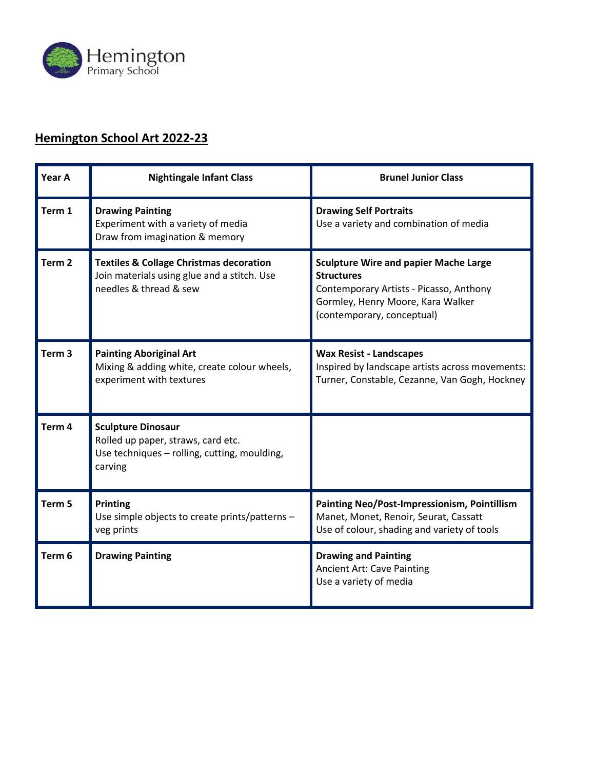Hemington Primary School

## Hemington School Art 2022-23

| Year A | Nightingale Infant Class | Brunel Junior Class |
|---|---|---|
| Term 1 | **Drawing Painting**<br>Experiment with a variety of media<br>Draw from imagination & memory | **Drawing Self Portraits**<br>Use a variety and combination of media |
| Term 2 | **Textiles & Collage Christmas decoration**<br>Join materials using glue and a stitch. Use needles & thread & sew | **Sculpture Wire and papier Mache Large Structures**<br>Contemporary Artists - Picasso, Anthony Gormley, Henry Moore, Kara Walker (contemporary, conceptual) |
| Term 3 | **Painting Aboriginal Art**<br>Mixing & adding white, create colour wheels, experiment with textures | **Wax Resist - Landscapes**<br>Inspired by landscape artists across movements: Turner, Constable, Cezanne, Van Gogh, Hockney |
| Term 4 | **Sculpture Dinosaur**<br>Rolled up paper, straws, card etc.<br>Use techniques – rolling, cutting, moulding, carving | |
| Term 5 | **Printing**<br>Use simple objects to create prints/patterns – veg prints | **Painting Neo/Post-Impressionism, Pointillism**<br>Manet, Monet, Renoir, Seurat, Cassatt<br>Use of colour, shading and variety of tools |
| Term 6 | **Drawing Painting** | **Drawing and Painting**<br>Ancient Art: Cave Painting<br>Use a variety of media |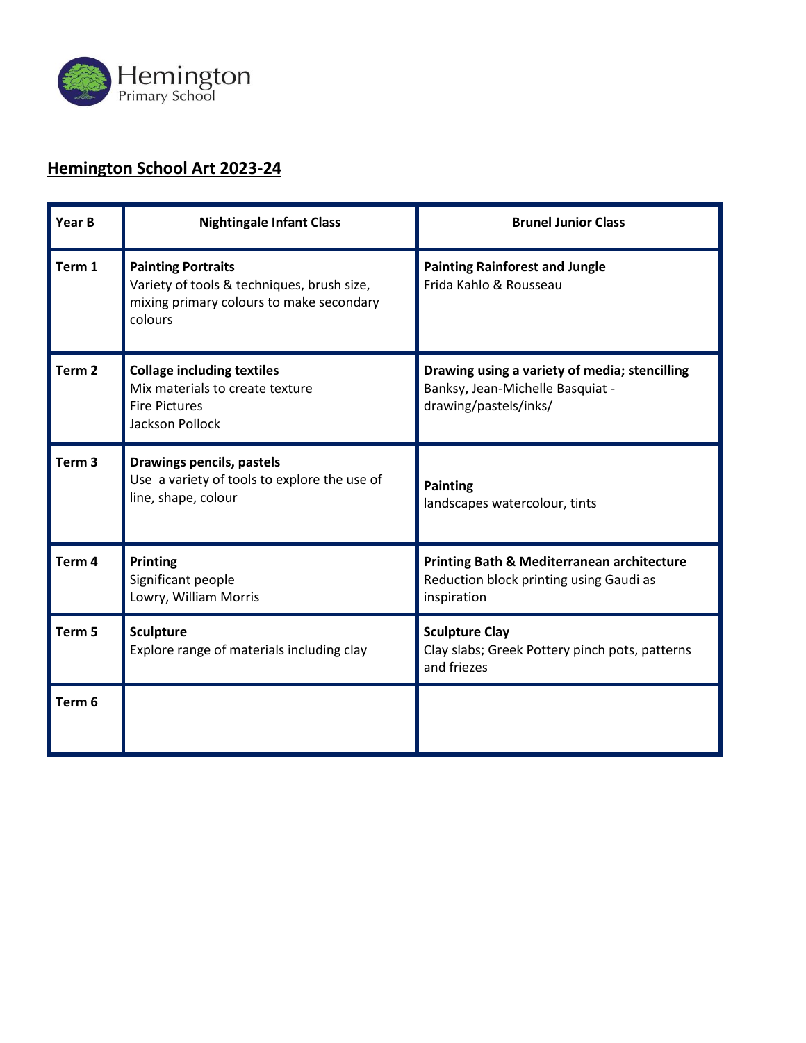## Hemington School Art 2023-24

| Year B | Nightingale Infant Class | Brunel Junior Class |
|---|---|---|
| Term 1 | **Painting Portraits**<br>Variety of tools & techniques, brush size, mixing primary colours to make secondary colours | **Painting Rainforest and Jungle**<br>Frida Kahlo & Rousseau |
| Term 2 | **Collage including textiles**<br>Mix materials to create texture<br>Fire Pictures<br>Jackson Pollock | **Drawing using a variety of media; stencilling**<br>Banksy, Jean-Michelle Basquiat - drawing/pastels/inks/ |
| Term 3 | **Drawings pencils, pastels**<br>Use a variety of tools to explore the use of line, shape, colour | **Painting**<br>landscapes watercolour, tints |
| Term 4 | **Printing**<br>Significant people<br>Lowry, William Morris | **Printing Bath & Mediterranean architecture**<br>Reduction block printing using Gaudi as inspiration |
| Term 5 | **Sculpture**<br>Explore range of materials including clay | **Sculpture Clay**<br>Clay slabs; Greek Pottery pinch pots, patterns and friezes |
| Term 6 | | |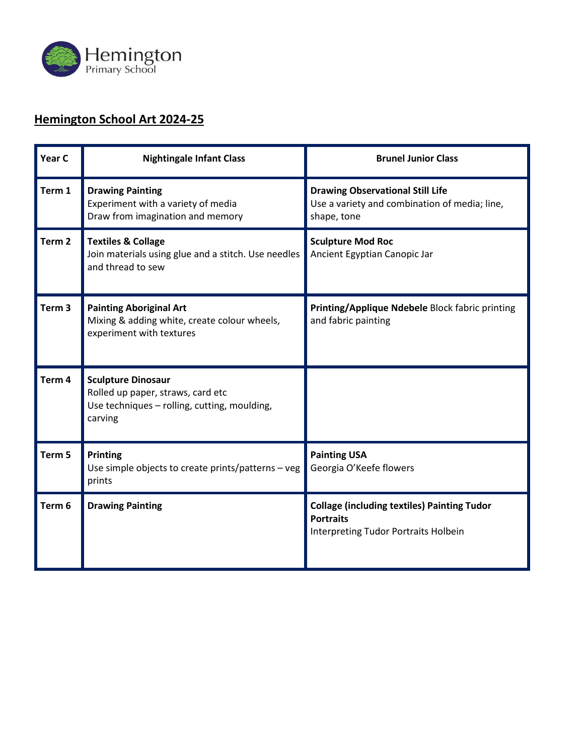Hemington
Primary School

## Hemington School Art 2024-25

| Year C | Nightingale Infant Class | Brunel Junior Class |
|---|---|---|
| Term 1 | **Drawing Painting**<br>Experiment with a variety of media<br>Draw from imagination and memory | **Drawing Observational Still Life**<br>Use a variety and combination of media; line, shape, tone |
| Term 2 | **Textiles & Collage**<br>Join materials using glue and a stitch. Use needles and thread to sew | **Sculpture Mod Roc**<br>Ancient Egyptian Canopic Jar |
| Term 3 | **Painting Aboriginal Art**<br>Mixing & adding white, create colour wheels, experiment with textures | **Printing/Applique Ndebele** Block fabric printing and fabric painting |
| Term 4 | **Sculpture Dinosaur**<br>Rolled up paper, straws, card etc<br>Use techniques – rolling, cutting, moulding, carving | |
| Term 5 | **Printing**<br>Use simple objects to create prints/patterns – veg prints | **Painting USA**<br>Georgia O'Keefe flowers |
| Term 6 | **Drawing Painting** | **Collage (including textiles) Painting Tudor Portraits**<br>Interpreting Tudor Portraits Holbein |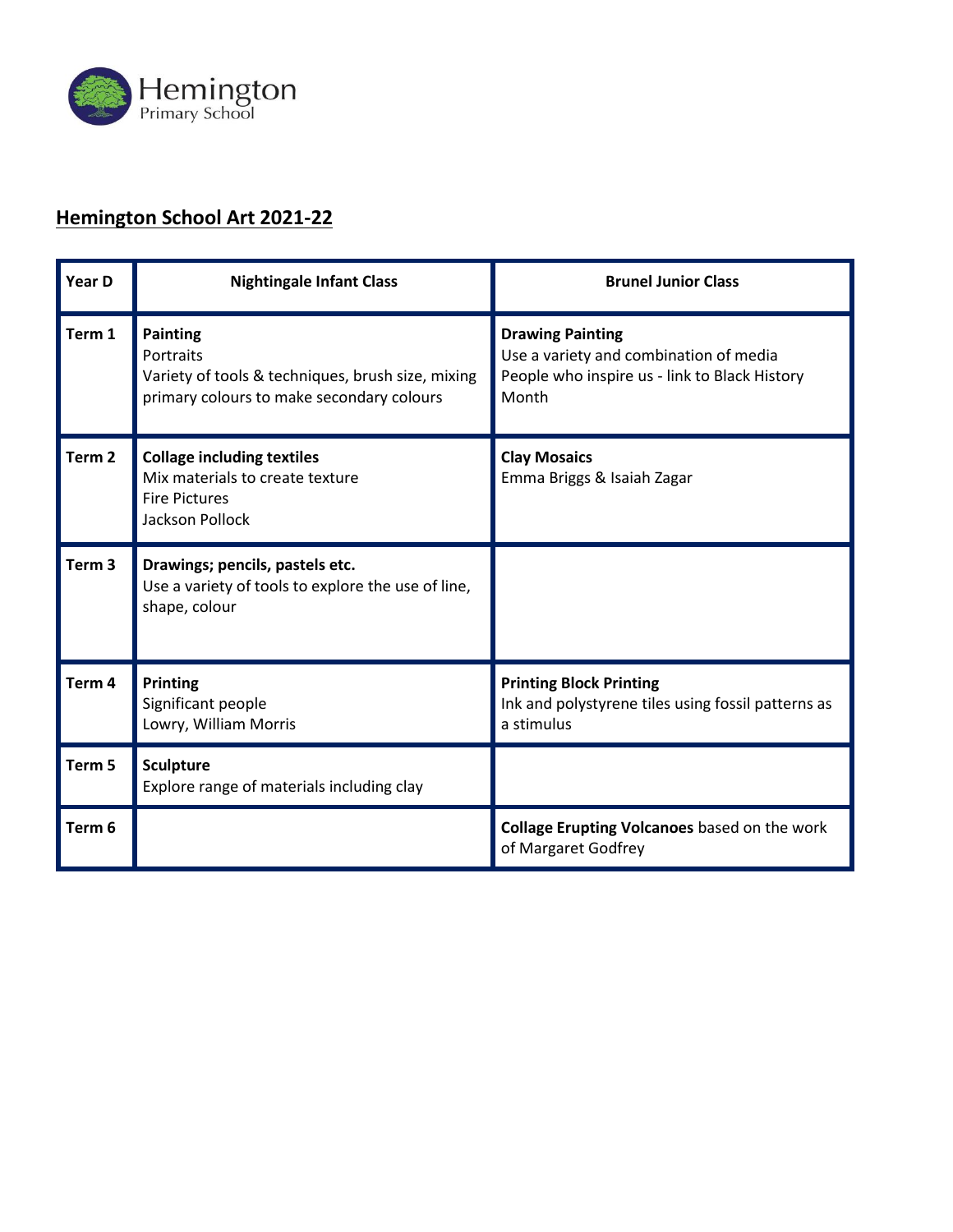Hemington Primary School

## Hemington School Art 2021-22

| Year D | Nightingale Infant Class | Brunel Junior Class |
| --- | --- | --- |
| **Term 1** | **Painting**<br>Portraits<br>Variety of tools & techniques, brush size, mixing primary colours to make secondary colours | **Drawing Painting**<br>Use a variety and combination of media<br>People who inspire us - link to Black History Month |
| **Term 2** | **Collage including textiles**<br>Mix materials to create texture<br>Fire Pictures<br>Jackson Pollock | **Clay Mosaics**<br>Emma Briggs & Isaiah Zagar |
| **Term 3** | **Drawings; pencils, pastels etc.**<br>Use a variety of tools to explore the use of line, shape, colour | |
| **Term 4** | **Printing**<br>Significant people<br>Lowry, William Morris | **Printing Block Printing**<br>Ink and polystyrene tiles using fossil patterns as a stimulus |
| **Term 5** | **Sculpture**<br>Explore range of materials including clay | |
| **Term 6** | | **Collage Erupting Volcanoes** based on the work of Margaret Godfrey |